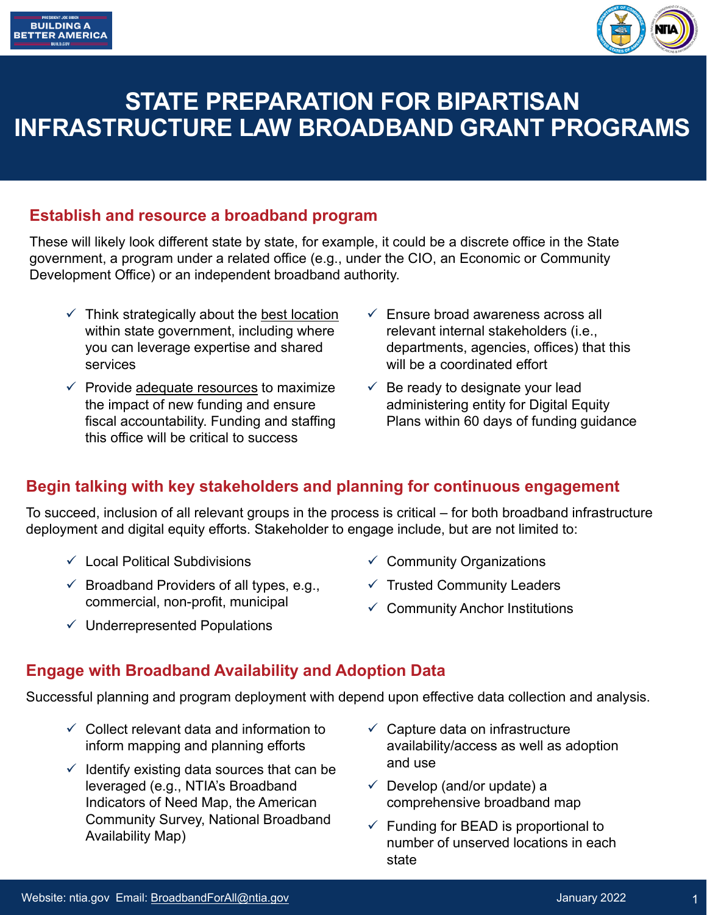# STATE PREPARATION FOR BIPARTISAN INFRASTRUCTURE LAW BROADBAND GRANT PROGRAMS

## Establish and resource a broadband program

These will likely look different state by state, for example, it could be a discrete office in the State government, a program under a related office (e.g., under the CIO, an Economic or Community Development Office) or an independent broadband authority.

- ✓ Think strategically about the best location within state government, including where you can leverage expertise and shared services
- ✓ Provide adequate resources to maximize the impact of new funding and ensure fiscal accountability. Funding and staffing this office will be critical to success
- ✓ Ensure broad awareness across all relevant internal stakeholders (i.e., departments, agencies, offices) that this will be a coordinated effort
- ✓ Be ready to designate your lead administering entity for Digital Equity Plans within 60 days of funding guidance

## Begin talking with key stakeholders and planning for continuous engagement

To succeed, inclusion of all relevant groups in the process is critical – for both broadband infrastructure deployment and digital equity efforts. Stakeholder to engage include, but are not limited to:

- ✓ Local Political Subdivisions
- ✓ Broadband Providers of all types, e.g., commercial, non-profit, municipal
- ✓ Underrepresented Populations
- ✓ Community Organizations
- ✓ Trusted Community Leaders
- ✓ Community Anchor Institutions

## Engage with Broadband Availability and Adoption Data

Successful planning and program deployment with depend upon effective data collection and analysis.

- ✓ Collect relevant data and information to inform mapping and planning efforts
- ✓ Identify existing data sources that can be leveraged (e.g., NTIA's Broadband Indicators of Need Map, the American Community Survey, National Broadband Availability Map)
- ✓ Capture data on infrastructure availability/access as well as adoption and use
- ✓ Develop (and/or update) a comprehensive broadband map
- ✓ Funding for BEAD is proportional to number of unserved locations in each state

Website: ntia.gov Email: BroadbandForAll@ntia.gov

January 2022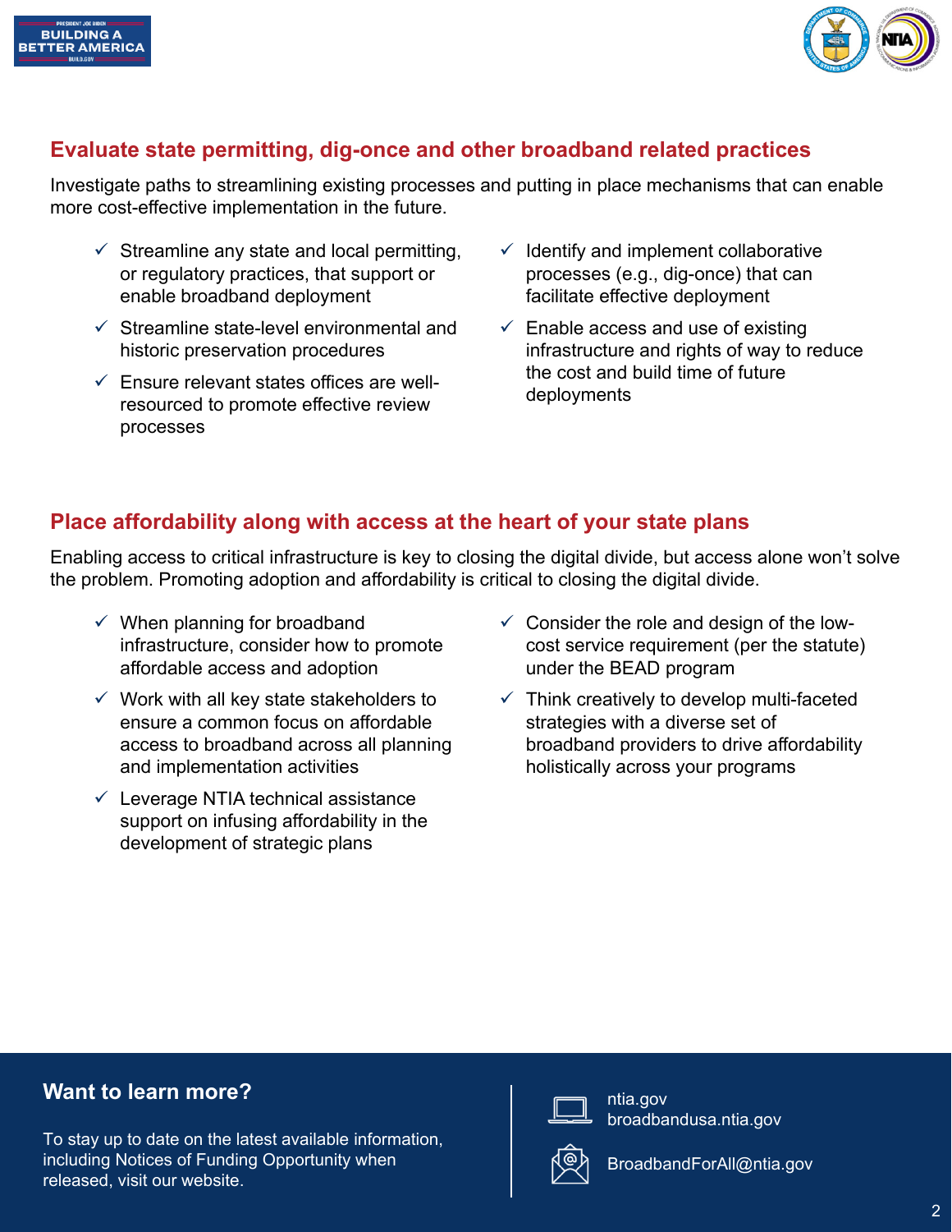## Evaluate state permitting, dig-once and other broadband related practices

Investigate paths to streamlining existing processes and putting in place mechanisms that can enable more cost-effective implementation in the future.

- ✓ Streamline any state and local permitting, or regulatory practices, that support or enable broadband deployment
- ✓ Streamline state-level environmental and historic preservation procedures
- ✓ Ensure relevant states offices are well-resourced to promote effective review processes
- ✓ Identify and implement collaborative processes (e.g., dig-once) that can facilitate effective deployment
- ✓ Enable access and use of existing infrastructure and rights of way to reduce the cost and build time of future deployments

## Place affordability along with access at the heart of your state plans

Enabling access to critical infrastructure is key to closing the digital divide, but access alone won't solve the problem. Promoting adoption and affordability is critical to closing the digital divide.

- ✓ When planning for broadband infrastructure, consider how to promote affordable access and adoption
- ✓ Work with all key state stakeholders to ensure a common focus on affordable access to broadband across all planning and implementation activities
- ✓ Leverage NTIA technical assistance support on infusing affordability in the development of strategic plans
- ✓ Consider the role and design of the low-cost service requirement (per the statute) under the BEAD program
- ✓ Think creatively to develop multi-faceted strategies with a diverse set of broadband providers to drive affordability holistically across your programs

### Want to learn more?

To stay up to date on the latest available information, including Notices of Funding Opportunity when released, visit our website.

ntia.gov
broadbandusa.ntia.gov

BroadbandForAll@ntia.gov